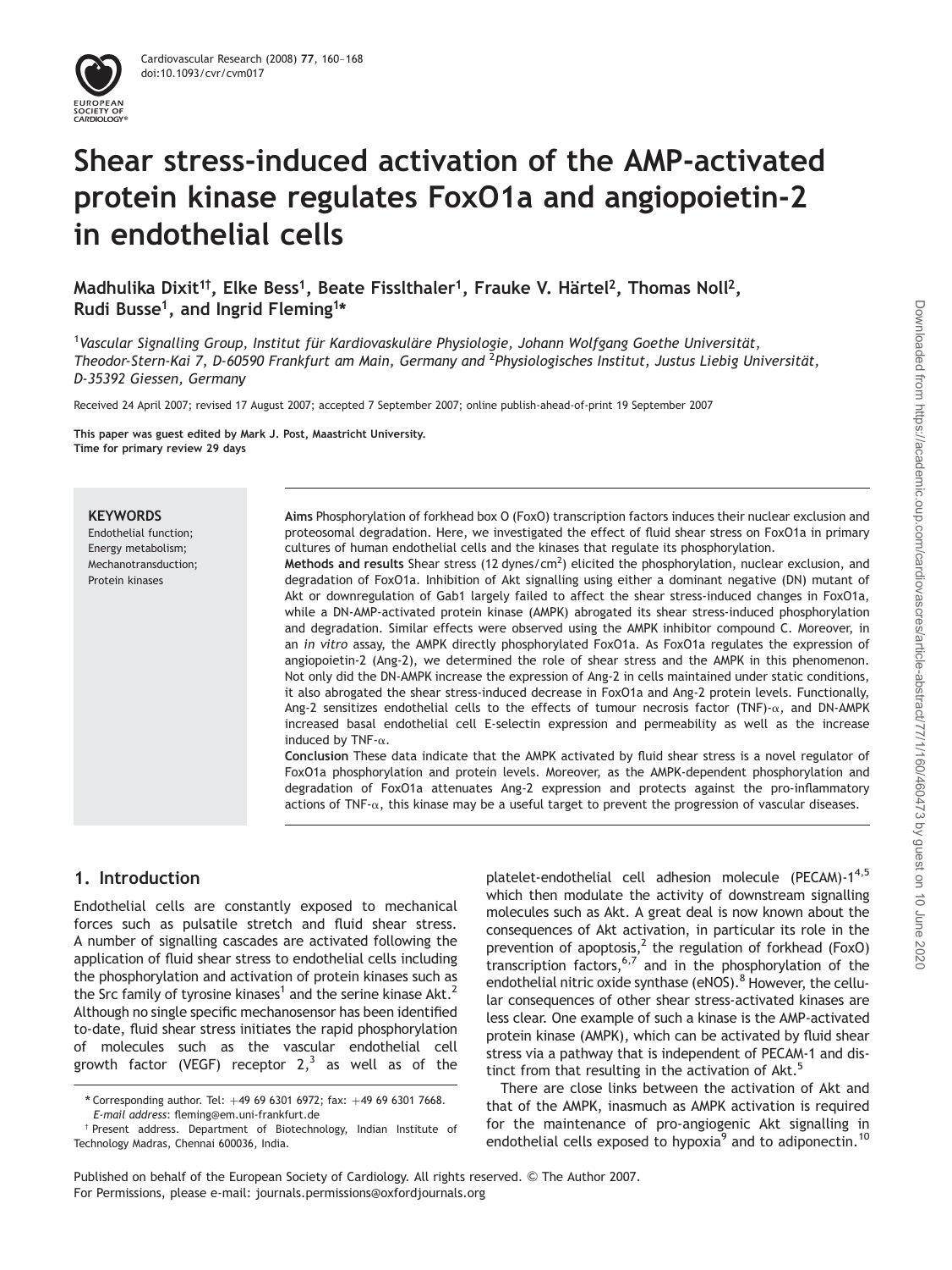# Shear stress-induced activation of the AMP-activated protein kinase regulates FoxO1a and angiopoietin-2 in endothelial cells

**Madhulika Dixit[1†], Elke Bess[1], Beate Fisslthaler[1], Frauke V. Härtel[2], Thomas Noll[2], Rudi Busse[1], and Ingrid Fleming[1*]**

[1] *Vascular Signalling Group, Institut für Kardiovaskuläre Physiologie, Johann Wolfgang Goethe Universität, Theodor-Stern-Kai 7, D-60590 Frankfurt am Main, Germany and* [2] *Physiologisches Institut, Justus Liebig Universität, D-35392 Giessen, Germany*

Received 24 April 2007; revised 17 August 2007; accepted 7 September 2007; online publish-ahead-of-print 19 September 2007

**This paper was guest edited by Mark J. Post, Maastricht University.**
**Time for primary review 29 days**

**KEYWORDS**
Endothelial function;
Energy metabolism;
Mechanotransduction;
Protein kinases

**Aims** Phosphorylation of forkhead box O (FoxO) transcription factors induces their nuclear exclusion and proteosomal degradation. Here, we investigated the effect of fluid shear stress on FoxO1a in primary cultures of human endothelial cells and the kinases that regulate its phosphorylation.

**Methods and results** Shear stress (12 dynes/cm$^2$) elicited the phosphorylation, nuclear exclusion, and degradation of FoxO1a. Inhibition of Akt signalling using either a dominant negative (DN) mutant of Akt or downregulation of Gab1 largely failed to affect the shear stress-induced changes in FoxO1a, while a DN-AMP-activated protein kinase (AMPK) abrogated its shear stress-induced phosphorylation and degradation. Similar effects were observed using the AMPK inhibitor compound C. Moreover, in an *in vitro* assay, the AMPK directly phosphorylated FoxO1a. As FoxO1a regulates the expression of angiopoietin-2 (Ang-2), we determined the role of shear stress and the AMPK in this phenomenon. Not only did the DN-AMPK increase the expression of Ang-2 in cells maintained under static conditions, it also abrogated the shear stress-induced decrease in FoxO1a and Ang-2 protein levels. Functionally, Ang-2 sensitizes endothelial cells to the effects of tumour necrosis factor (TNF)-$\alpha$, and DN-AMPK increased basal endothelial cell E-selectin expression and permeability as well as the increase induced by TNF-$\alpha$.

**Conclusion** These data indicate that the AMPK activated by fluid shear stress is a novel regulator of FoxO1a phosphorylation and protein levels. Moreover, as the AMPK-dependent phosphorylation and degradation of FoxO1a attenuates Ang-2 expression and protects against the pro-inflammatory actions of TNF-$\alpha$, this kinase may be a useful target to prevent the progression of vascular diseases.

## 1. Introduction

Endothelial cells are constantly exposed to mechanical forces such as pulsatile stretch and fluid shear stress. A number of signalling cascades are activated following the application of fluid shear stress to endothelial cells including the phosphorylation and activation of protein kinases such as the Src family of tyrosine kinases[1] and the serine kinase Akt.[2] Although no single specific mechanosensor has been identified to-date, fluid shear stress initiates the rapid phosphorylation of molecules such as the vascular endothelial cell growth factor (VEGF) receptor 2,[3] as well as of the platelet-endothelial cell adhesion molecule (PECAM)-1[4,5] which then modulate the activity of downstream signalling molecules such as Akt. A great deal is now known about the consequences of Akt activation, in particular its role in the prevention of apoptosis,[2] the regulation of forkhead (FoxO) transcription factors,[6,7] and in the phosphorylation of the endothelial nitric oxide synthase (eNOS).[8] However, the cellular consequences of other shear stress-activated kinases are less clear. One example of such a kinase is the AMP-activated protein kinase (AMPK), which can be activated by fluid shear stress via a pathway that is independent of PECAM-1 and distinct from that resulting in the activation of Akt.[5]

There are close links between the activation of Akt and that of the AMPK, inasmuch as AMPK activation is required for the maintenance of pro-angiogenic Akt signalling in endothelial cells exposed to hypoxia[9] and to adiponectin.[10]

\* Corresponding author. Tel: +49 69 6301 6972; fax: +49 69 6301 7668. *E-mail address*: fleming@em.uni-frankfurt.de

† Present address. Department of Biotechnology, Indian Institute of Technology Madras, Chennai 600036, India.

Published on behalf of the European Society of Cardiology. All rights reserved. © The Author 2007. For Permissions, please e-mail: journals.permissions@oxfordjournals.org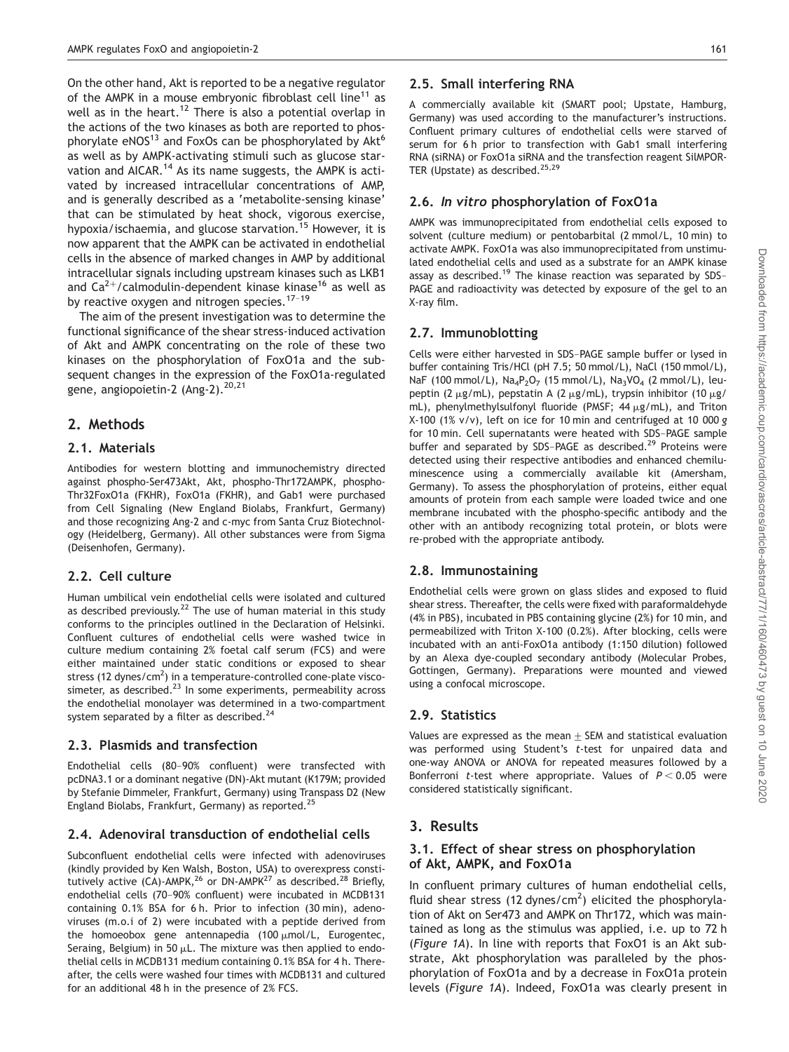On the other hand, Akt is reported to be a negative regulator of the AMPK in a mouse embryonic fibroblast cell line[11] as well as in the heart.[12] There is also a potential overlap in the actions of the two kinases as both are reported to phosphorylate eNOS[13] and FoxOs can be phosphorylated by Akt[6] as well as by AMPK-activating stimuli such as glucose starvation and AICAR.[14] As its name suggests, the AMPK is activated by increased intracellular concentrations of AMP, and is generally described as a 'metabolite-sensing kinase' that can be stimulated by heat shock, vigorous exercise, hypoxia/ischaemia, and glucose starvation.[15] However, it is now apparent that the AMPK can be activated in endothelial cells in the absence of marked changes in AMP by additional intracellular signals including upstream kinases such as LKB1 and $Ca^{2+}$/calmodulin-dependent kinase kinase[16] as well as by reactive oxygen and nitrogen species.[17–19]

The aim of the present investigation was to determine the functional significance of the shear stress-induced activation of Akt and AMPK concentrating on the role of these two kinases on the phosphorylation of FoxO1a and the subsequent changes in the expression of the FoxO1a-regulated gene, angiopoietin-2 (Ang-2).[20,21]

## 2. Methods

### 2.1. Materials

Antibodies for western blotting and immunochemistry directed against phospho-Ser473Akt, Akt, phospho-Thr172AMPK, phospho-Thr32FoxO1a (FKHR), FoxO1a (FKHR), and Gab1 were purchased from Cell Signaling (New England Biolabs, Frankfurt, Germany) and those recognizing Ang-2 and c-myc from Santa Cruz Biotechnology (Heidelberg, Germany). All other substances were from Sigma (Deisenhofen, Germany).

### 2.2. Cell culture

Human umbilical vein endothelial cells were isolated and cultured as described previously.[22] The use of human material in this study conforms to the principles outlined in the Declaration of Helsinki. Confluent cultures of endothelial cells were washed twice in culture medium containing 2% foetal calf serum (FCS) and were either maintained under static conditions or exposed to shear stress (12 dynes/$cm^2$) in a temperature-controlled cone-plate viscosimeter, as described.[23] In some experiments, permeability across the endothelial monolayer was determined in a two-compartment system separated by a filter as described.[24]

### 2.3. Plasmids and transfection

Endothelial cells (80–90% confluent) were transfected with pcDNA3.1 or a dominant negative (DN)-Akt mutant (K179M; provided by Stefanie Dimmeler, Frankfurt, Germany) using Transpass D2 (New England Biolabs, Frankfurt, Germany) as reported.[25]

### 2.4. Adenoviral transduction of endothelial cells

Subconfluent endothelial cells were infected with adenoviruses (kindly provided by Ken Walsh, Boston, USA) to overexpress constitutively active (CA)-AMPK,[26] or DN-AMPK[27] as described.[28] Briefly, endothelial cells (70–90% confluent) were incubated in MCDB131 containing 0.1% BSA for 6 h. Prior to infection (30 min), adenoviruses (m.o.i of 2) were incubated with a peptide derived from the homoeobox gene antennapedia (100 μmol/L, Eurogentec, Seraing, Belgium) in 50 μL. The mixture was then applied to endothelial cells in MCDB131 medium containing 0.1% BSA for 4 h. Thereafter, the cells were washed four times with MCDB131 and cultured for an additional 48 h in the presence of 2% FCS.

### 2.5. Small interfering RNA

A commercially available kit (SMART pool; Upstate, Hamburg, Germany) was used according to the manufacturer's instructions. Confluent primary cultures of endothelial cells were starved of serum for 6 h prior to transfection with Gab1 small interfering RNA (siRNA) or FoxO1a siRNA and the transfection reagent SilMPORTER (Upstate) as described.[25,29]

### 2.6. *In vitro* phosphorylation of FoxO1a

AMPK was immunoprecipitated from endothelial cells exposed to solvent (culture medium) or pentobarbital (2 mmol/L, 10 min) to activate AMPK. FoxO1a was also immunoprecipitated from unstimulated endothelial cells and used as a substrate for an AMPK kinase assay as described.[19] The kinase reaction was separated by SDS–PAGE and radioactivity was detected by exposure of the gel to an X-ray film.

### 2.7. Immunoblotting

Cells were either harvested in SDS–PAGE sample buffer or lysed in buffer containing Tris/HCl (pH 7.5; 50 mmol/L), NaCl (150 mmol/L), NaF (100 mmol/L), $Na_4P_2O_7$ (15 mmol/L), $Na_3VO_4$ (2 mmol/L), leupeptin (2 μg/mL), pepstatin A (2 μg/mL), trypsin inhibitor (10 μg/mL), phenylmethylsulfonyl fluoride (PMSF; 44 μg/mL), and Triton X-100 (1% v/v), left on ice for 10 min and centrifuged at 10 000 *g* for 10 min. Cell supernatants were heated with SDS–PAGE sample buffer and separated by SDS–PAGE as described.[29] Proteins were detected using their respective antibodies and enhanced chemiluminescence using a commercially available kit (Amersham, Germany). To assess the phosphorylation of proteins, either equal amounts of protein from each sample were loaded twice and one membrane incubated with the phospho-specific antibody and the other with an antibody recognizing total protein, or blots were re-probed with the appropriate antibody.

### 2.8. Immunostaining

Endothelial cells were grown on glass slides and exposed to fluid shear stress. Thereafter, the cells were fixed with paraformaldehyde (4% in PBS), incubated in PBS containing glycine (2%) for 10 min, and permeabilized with Triton X-100 (0.2%). After blocking, cells were incubated with an anti-FoxO1a antibody (1:150 dilution) followed by an Alexa dye-coupled secondary antibody (Molecular Probes, Gottingen, Germany). Preparations were mounted and viewed using a confocal microscope.

### 2.9. Statistics

Values are expressed as the mean ± SEM and statistical evaluation was performed using Student's *t*-test for unpaired data and one-way ANOVA or ANOVA for repeated measures followed by a Bonferroni *t*-test where appropriate. Values of $P < 0.05$ were considered statistically significant.

## 3. Results

### 3.1. Effect of shear stress on phosphorylation of Akt, AMPK, and FoxO1a

In confluent primary cultures of human endothelial cells, fluid shear stress (12 dynes/$cm^2$) elicited the phosphorylation of Akt on Ser473 and AMPK on Thr172, which was maintained as long as the stimulus was applied, i.e. up to 72 h (*Figure 1A*). In line with reports that FoxO1 is an Akt substrate, Akt phosphorylation was paralleled by the phosphorylation of FoxO1a and by a decrease in FoxO1a protein levels (*Figure 1A*). Indeed, FoxO1a was clearly present in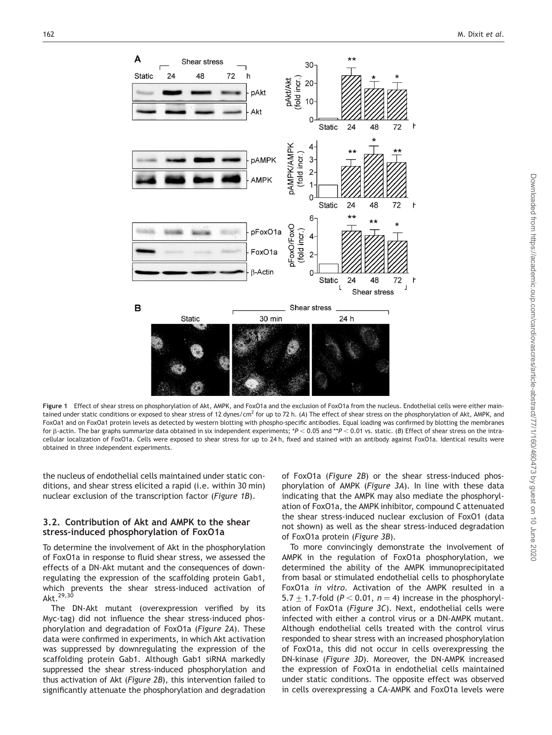**Figure 1** Effect of shear stress on phosphorylation of Akt, AMPK, and FoxO1a and the exclusion of FoxO1a from the nucleus. Endothelial cells were either maintained under static conditions or exposed to shear stress of 12 dynes/cm$^2$ for up to 72 h. (*A*) The effect of shear stress on the phosphorylation of Akt, AMPK, and FoxOa1 and on FoxOa1 protein levels as detected by western blotting with phospho-specific antibodies. Equal loading was confirmed by blotting the membranes for β-actin. The bar graphs summarize data obtained in six independent experiments; *$P < 0.05$ and **$P < 0.01$ vs. static. (*B*) Effect of shear stress on the intracellular localization of FoxO1a. Cells were exposed to shear stress for up to 24 h, fixed and stained with an antibody against FoxO1a. Identical results were obtained in three independent experiments.

the nucleus of endothelial cells maintained under static conditions, and shear stress elicited a rapid (i.e. within 30 min) nuclear exclusion of the transcription factor (*Figure 1B*).

### 3.2. Contribution of Akt and AMPK to the shear stress-induced phosphorylation of FoxO1a

To determine the involvement of Akt in the phosphorylation of FoxO1a in response to fluid shear stress, we assessed the effects of a DN-Akt mutant and the consequences of downregulating the expression of the scaffolding protein Gab1, which prevents the shear stress-induced activation of Akt.[29,30]

The DN-Akt mutant (overexpression verified by its Myc-tag) did not influence the shear stress-induced phosphorylation and degradation of FoxO1a (*Figure 2A*). These data were confirmed in experiments, in which Akt activation was suppressed by downregulating the expression of the scaffolding protein Gab1. Although Gab1 siRNA markedly suppressed the shear stress-induced phosphorylation and thus activation of Akt (*Figure 2B*), this intervention failed to significantly attenuate the phosphorylation and degradation of FoxO1a (*Figure 2B*) or the shear stress-induced phosphorylation of AMPK (*Figure 3A*). In line with these data indicating that the AMPK may also mediate the phosphorylation of FoxO1a, the AMPK inhibitor, compound C attenuated the shear stress-induced nuclear exclusion of FoxO1 (data not shown) as well as the shear stress-induced degradation of FoxO1a protein (*Figure 3B*).

To more convincingly demonstrate the involvement of AMPK in the regulation of FoxO1a phosphorylation, we determined the ability of the AMPK immunoprecipitated from basal or stimulated endothelial cells to phosphorylate FoxO1a *in vitro*. Activation of the AMPK resulted in a $5.7 \pm 1.7$-fold ($P < 0.01$, $n = 4$) increase in the phosphorylation of FoxO1a (*Figure 3C*). Next, endothelial cells were infected with either a control virus or a DN-AMPK mutant. Although endothelial cells treated with the control virus responded to shear stress with an increased phosphorylation of FoxO1a, this did not occur in cells overexpressing the DN-kinase (*Figure 3D*). Moreover, the DN-AMPK increased the expression of FoxO1a in endothelial cells maintained under static conditions. The opposite effect was observed in cells overexpressing a CA-AMPK and FoxO1a levels were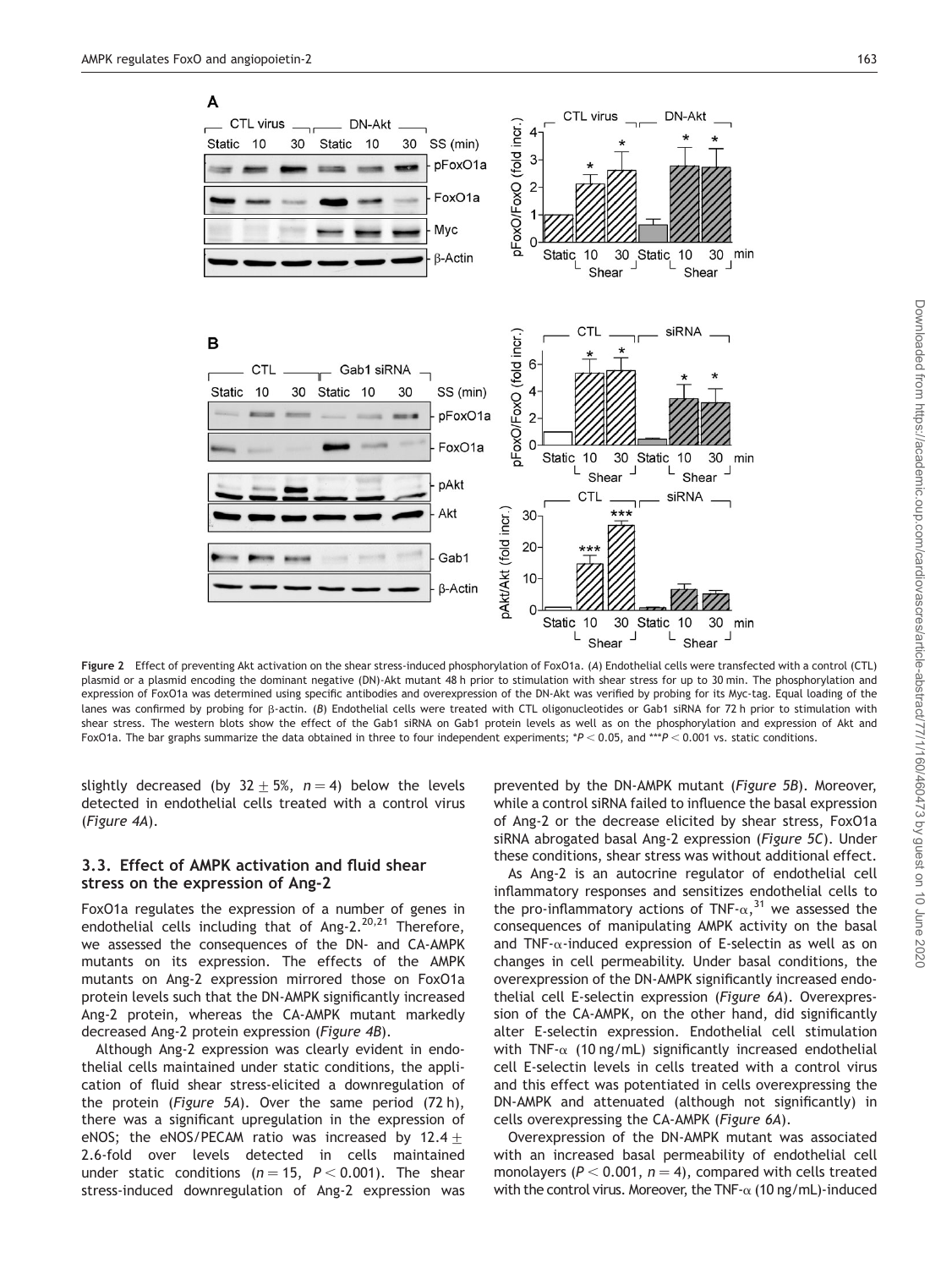Figure 2 Effect of preventing Akt activation on the shear stress-induced phosphorylation of FoxO1a. (*A*) Endothelial cells were transfected with a control (CTL) plasmid or a plasmid encoding the dominant negative (DN)-Akt mutant 48 h prior to stimulation with shear stress for up to 30 min. The phosphorylation and expression of FoxO1a was determined using specific antibodies and overexpression of the DN-Akt was verified by probing for its Myc-tag. Equal loading of the lanes was confirmed by probing for β-actin. (*B*) Endothelial cells were treated with CTL oligonucleotides or Gab1 siRNA for 72 h prior to stimulation with shear stress. The western blots show the effect of the Gab1 siRNA on Gab1 protein levels as well as on the phosphorylation and expression of Akt and FoxO1a. The bar graphs summarize the data obtained in three to four independent experiments; \*$P < 0.05$, \*\*\*$P < 0.001$ vs. static conditions.

slightly decreased (by $32 \pm 5\%$, $n = 4$) below the levels detected in endothelial cells treated with a control virus (*Figure 4A*).

### 3.3. Effect of AMPK activation and fluid shear stress on the expression of Ang-2

FoxO1a regulates the expression of a number of genes in endothelial cells including that of Ang-2.[20,21] Therefore, we assessed the consequences of the DN- and CA-AMPK mutants on its expression. The effects of the AMPK mutants on Ang-2 expression mirrored those on FoxO1a protein levels such that the DN-AMPK significantly increased Ang-2 protein, whereas the CA-AMPK mutant markedly decreased Ang-2 protein expression (*Figure 4B*).

Although Ang-2 expression was clearly evident in endothelial cells maintained under static conditions, the application of fluid shear stress-elicited a downregulation of the protein (*Figure 5A*). Over the same period (72 h), there was a significant upregulation in the expression of eNOS; the eNOS/PECAM ratio was increased by $12.4 \pm 2.6$-fold over levels detected in cells maintained under static conditions ($n = 15$, $P < 0.001$). The shear stress-induced downregulation of Ang-2 expression was prevented by the DN-AMPK mutant (*Figure 5B*). Moreover, while a control siRNA failed to influence the basal expression of Ang-2 or the decrease elicited by shear stress, FoxO1a siRNA abrogated basal Ang-2 expression (*Figure 5C*). Under these conditions, shear stress was without additional effect.

As Ang-2 is an autocrine regulator of endothelial cell inflammatory responses and sensitizes endothelial cells to the pro-inflammatory actions of TNF-α,[31] we assessed the consequences of manipulating AMPK activity on the basal and TNF-α-induced expression of E-selectin as well as on changes in cell permeability. Under basal conditions, the overexpression of the DN-AMPK significantly increased endothelial cell E-selectin expression (*Figure 6A*). Overexpression of the CA-AMPK, on the other hand, did significantly alter E-selectin expression. Endothelial cell stimulation with TNF-α (10 ng/mL) significantly increased endothelial cell E-selectin levels in cells treated with a control virus and this effect was potentiated in cells overexpressing the DN-AMPK and attenuated (although not significantly) in cells overexpressing the CA-AMPK (*Figure 6A*).

Overexpression of the DN-AMPK mutant was associated with an increased basal permeability of endothelial cell monolayers ($P < 0.001$, $n = 4$), compared with cells treated with the control virus. Moreover, the TNF-α (10 ng/mL)-induced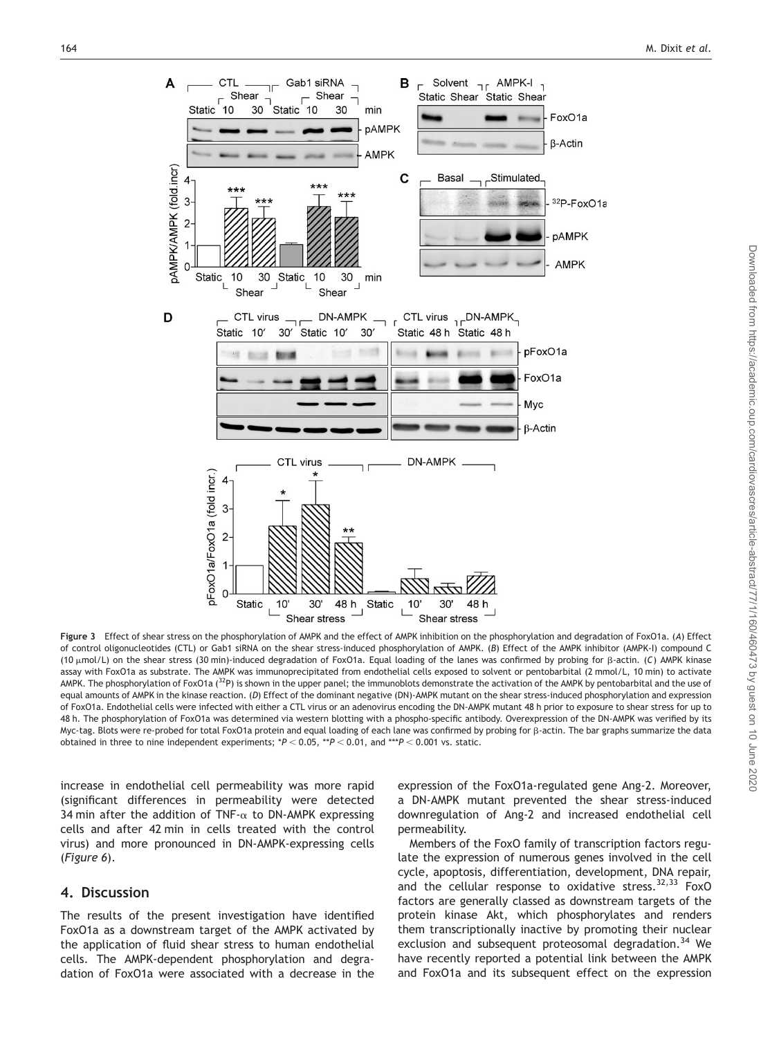**Figure 3** Effect of shear stress on the phosphorylation of AMPK and the effect of AMPK inhibition on the phosphorylation and degradation of FoxO1a. (*A*) Effect of control oligonucleotides (CTL) or Gab1 siRNA on the shear stress-induced phosphorylation of AMPK. (*B*) Effect of the AMPK inhibitor (AMPK-I) compound C (10 μmol/L) on the shear stress (30 min)-induced degradation of FoxO1a. Equal loading of the lanes was confirmed by probing for β-actin. (*C*) AMPK kinase assay with FoxO1a as substrate. The AMPK was immunoprecipitated from endothelial cells exposed to solvent or pentobarbital (2 mmol/L, 10 min) to activate AMPK. The phosphorylation of FoxO1a ($^{32}$P) is shown in the upper panel; the immunoblots demonstrate the activation of the AMPK by pentobarbital and the use of equal amounts of AMPK in the kinase reaction. (*D*) Effect of the dominant negative (DN)-AMPK mutant on the shear stress-induced phosphorylation and expression of FoxO1a. Endothelial cells were infected with either a CTL virus or an adenovirus encoding the DN-AMPK mutant 48 h prior to exposure to shear stress for up to 48 h. The phosphorylation of FoxO1a was determined via western blotting with a phospho-specific antibody. Overexpression of the DN-AMPK was verified by its Myc-tag. Blots were re-probed for total FoxO1a protein and equal loading of each lane was confirmed by probing for β-actin. The bar graphs summarize the data obtained in three to nine independent experiments; *$P < 0.05$, **$P < 0.01$, and ***$P < 0.001$ vs. static.

increase in endothelial cell permeability was more rapid (significant differences in permeability were detected 34 min after the addition of TNF-α to DN-AMPK expressing cells and after 42 min in cells treated with the control virus) and more pronounced in DN-AMPK-expressing cells (*Figure 6*).

## 4. Discussion

The results of the present investigation have identified FoxO1a as a downstream target of the AMPK activated by the application of fluid shear stress to human endothelial cells. The AMPK-dependent phosphorylation and degradation of FoxO1a were associated with a decrease in the expression of the FoxO1a-regulated gene Ang-2. Moreover, a DN-AMPK mutant prevented the shear stress-induced downregulation of Ang-2 and increased endothelial cell permeability.

Members of the FoxO family of transcription factors regulate the expression of numerous genes involved in the cell cycle, apoptosis, differentiation, development, DNA repair, and the cellular response to oxidative stress.[32,33] FoxO factors are generally classed as downstream targets of the protein kinase Akt, which phosphorylates and renders them transcriptionally inactive by promoting their nuclear exclusion and subsequent proteosomal degradation.[34] We have recently reported a potential link between the AMPK and FoxO1a and its subsequent effect on the expression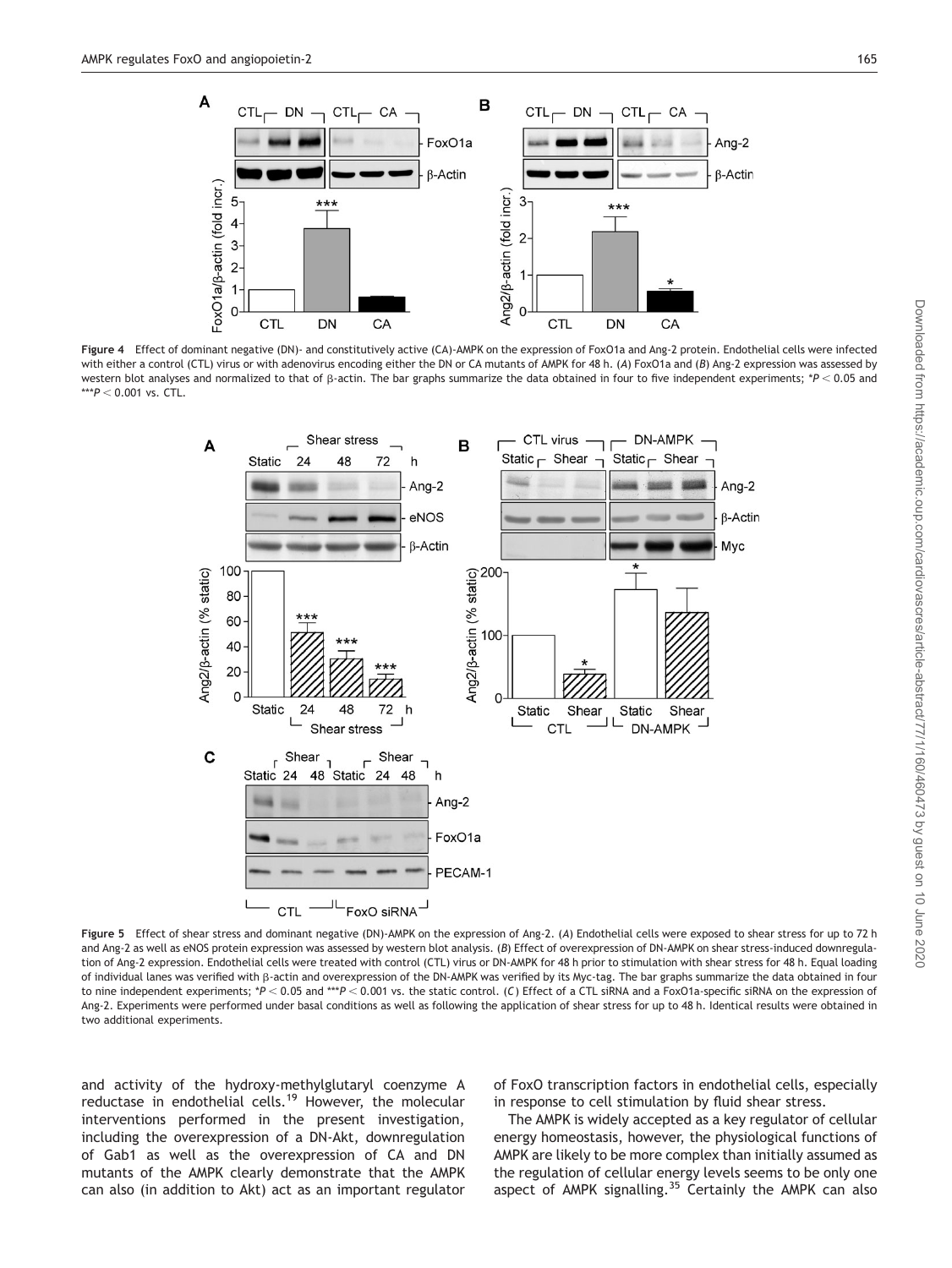**Figure 4** Effect of dominant negative (DN)- and constitutively active (CA)-AMPK on the expression of FoxO1a and Ang-2 protein. Endothelial cells were infected with either a control (CTL) virus or with adenovirus encoding either the DN or CA mutants of AMPK for 48 h. (*A*) FoxO1a and (*B*) Ang-2 expression was assessed by western blot analyses and normalized to that of β-actin. The bar graphs summarize the data obtained in four to five independent experiments; \*$P < 0.05$ and \*\*\*$P < 0.001$ vs. CTL.

**Figure 5** Effect of shear stress and dominant negative (DN)-AMPK on the expression of Ang-2. (*A*) Endothelial cells were exposed to shear stress for up to 72 h and Ang-2 as well as eNOS protein expression was assessed by western blot analysis. (*B*) Effect of overexpression of DN-AMPK on shear stress-induced downregulation of Ang-2 expression. Endothelial cells were treated with control (CTL) virus or DN-AMPK for 48 h prior to stimulation with shear stress for 48 h. Equal loading of individual lanes was verified with β-actin and overexpression of the DN-AMPK was verified by its Myc-tag. The bar graphs summarize the data obtained in four to nine independent experiments; \*$P < 0.05$ and \*\*\*$P < 0.001$ vs. the static control. (*C*) Effect of a CTL siRNA and a FoxO1a-specific siRNA on the expression of Ang-2. Experiments were performed under basal conditions as well as following the application of shear stress for up to 48 h. Identical results were obtained in two additional experiments.

and activity of the hydroxy-methylglutaryl coenzyme A reductase in endothelial cells.[19] However, the molecular interventions performed in the present investigation, including the overexpression of a DN-Akt, downregulation of Gab1 as well as the overexpression of CA and DN mutants of the AMPK clearly demonstrate that the AMPK can also (in addition to Akt) act as an important regulator of FoxO transcription factors in endothelial cells, especially in response to cell stimulation by fluid shear stress.

The AMPK is widely accepted as a key regulator of cellular energy homeostasis, however, the physiological functions of AMPK are likely to be more complex than initially assumed as the regulation of cellular energy levels seems to be only one aspect of AMPK signalling.[35] Certainly the AMPK can also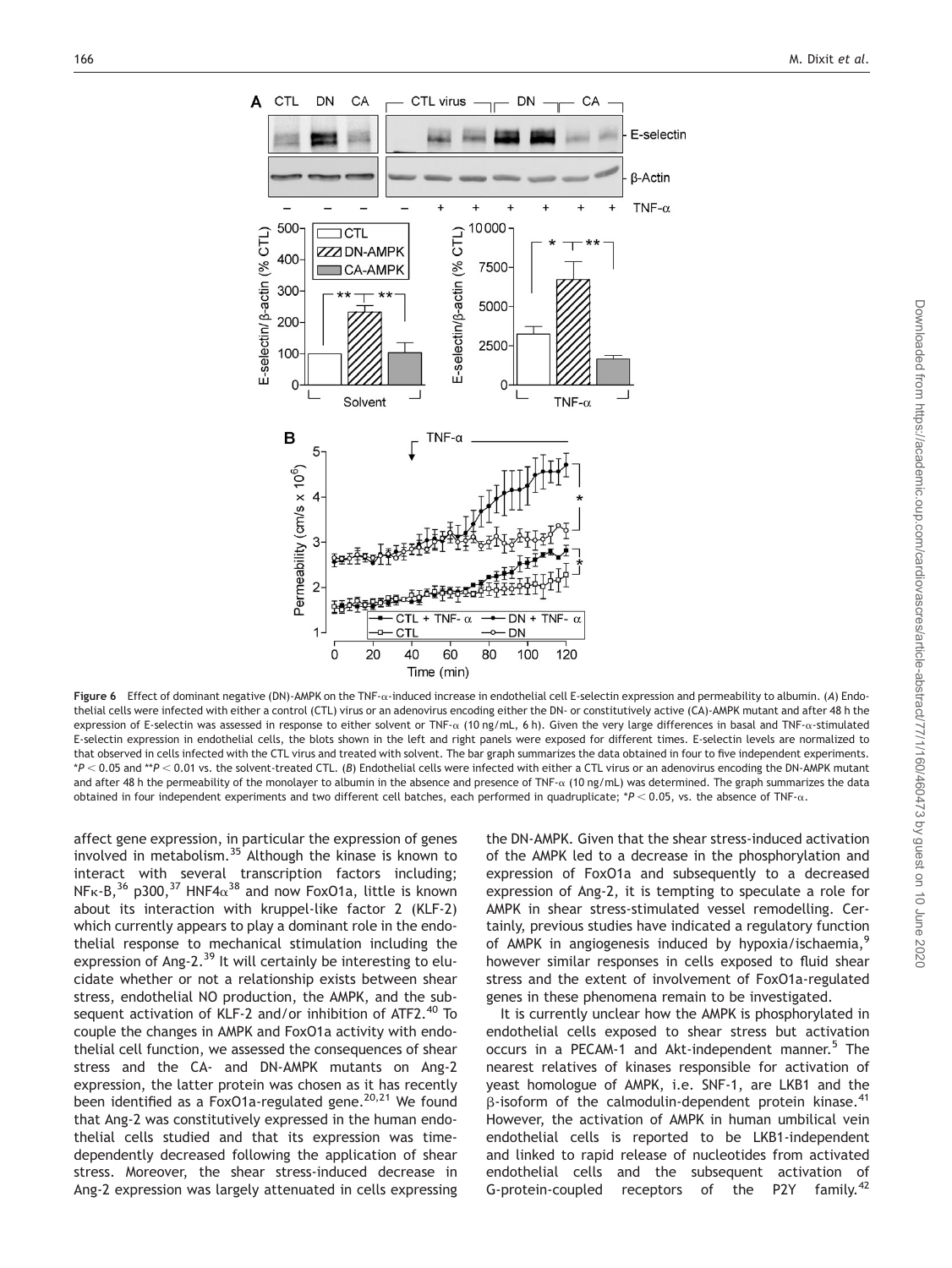**Figure 6** Effect of dominant negative (DN)-AMPK on the TNF-α-induced increase in endothelial cell E-selectin expression and permeability to albumin. (*A*) Endothelial cells were infected with either a control (CTL) virus or an adenovirus encoding either the DN- or constitutively active (CA)-AMPK mutant and after 48 h the expression of E-selectin was assessed in response to either solvent or TNF-α (10 ng/mL, 6 h). Given the very large differences in basal and TNF-α-stimulated E-selectin expression in endothelial cells, the blots shown in the left and right panels were exposed for different times. E-selectin levels are normalized to that observed in cells infected with the CTL virus and treated with solvent. The bar graph summarizes the data obtained in four to five independent experiments. *$P < 0.05$ and **$P < 0.01$ vs. the solvent-treated CTL. (*B*) Endothelial cells were infected with either a CTL virus or an adenovirus encoding the DN-AMPK mutant and after 48 h the permeability of the monolayer to albumin in the absence and presence of TNF-α (10 ng/mL) was determined. The graph summarizes the data obtained in four independent experiments and two different cell batches, each performed in quadruplicate; *$P < 0.05$, vs. the absence of TNF-α.

affect gene expression, in particular the expression of genes involved in metabolism.[35] Although the kinase is known to interact with several transcription factors including; NFκ-B,[36] p300,[37] HNF4α[38] and now FoxO1a, little is known about its interaction with kruppel-like factor 2 (KLF-2) which currently appears to play a dominant role in the endothelial response to mechanical stimulation including the expression of Ang-2.[39] It will certainly be interesting to elucidate whether or not a relationship exists between shear stress, endothelial NO production, the AMPK, and the subsequent activation of KLF-2 and/or inhibition of ATF2.[40] To couple the changes in AMPK and FoxO1a activity with endothelial cell function, we assessed the consequences of shear stress and the CA- and DN-AMPK mutants on Ang-2 expression, the latter protein was chosen as it has recently been identified as a FoxO1a-regulated gene.[20,21] We found that Ang-2 was constitutively expressed in the human endothelial cells studied and that its expression was time-dependently decreased following the application of shear stress. Moreover, the shear stress-induced decrease in Ang-2 expression was largely attenuated in cells expressing the DN-AMPK. Given that the shear stress-induced activation of the AMPK led to a decrease in the phosphorylation and expression of FoxO1a and subsequently to a decreased expression of Ang-2, it is tempting to speculate a role for AMPK in shear stress-stimulated vessel remodelling. Certainly, previous studies have indicated a regulatory function of AMPK in angiogenesis induced by hypoxia/ischaemia,[9] however similar responses in cells exposed to fluid shear stress and the extent of involvement of FoxO1a-regulated genes in these phenomena remain to be investigated.

It is currently unclear how the AMPK is phosphorylated in endothelial cells exposed to shear stress but activation occurs in a PECAM-1 and Akt-independent manner.[5] The nearest relatives of kinases responsible for activation of yeast homologue of AMPK, i.e. SNF-1, are LKB1 and the β-isoform of the calmodulin-dependent protein kinase.[41] However, the activation of AMPK in human umbilical vein endothelial cells is reported to be LKB1-independent and linked to rapid release of nucleotides from activated endothelial cells and the subsequent activation of G-protein-coupled receptors of the P2Y family.[42]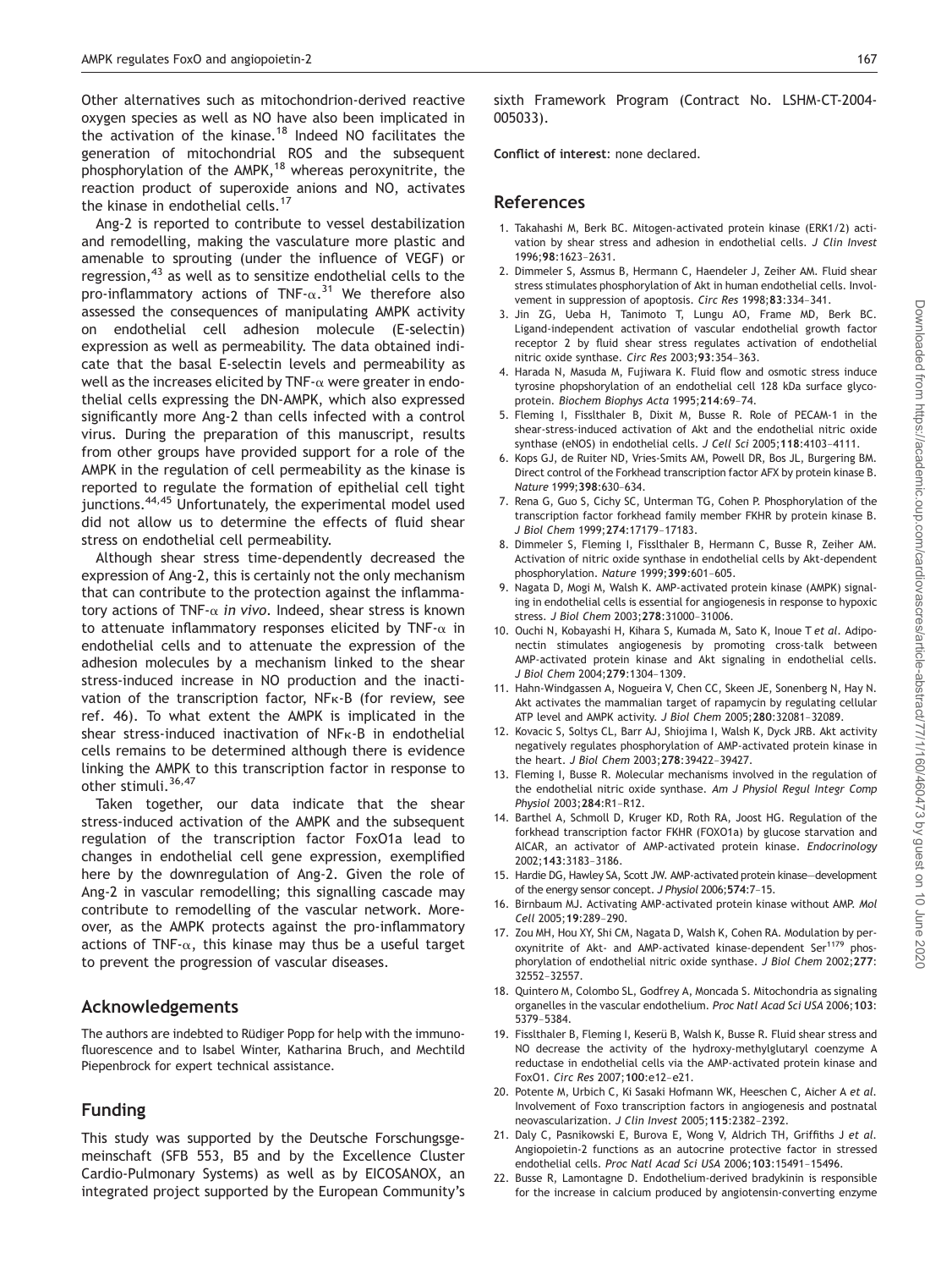Other alternatives such as mitochondrion-derived reactive oxygen species as well as NO have also been implicated in the activation of the kinase.[18] Indeed NO facilitates the generation of mitochondrial ROS and the subsequent phosphorylation of the AMPK,[18] whereas peroxynitrite, the reaction product of superoxide anions and NO, activates the kinase in endothelial cells.[17]

Ang-2 is reported to contribute to vessel destabilization and remodelling, making the vasculature more plastic and amenable to sprouting (under the influence of VEGF) or regression,[43] as well as to sensitize endothelial cells to the pro-inflammatory actions of TNF-$\alpha$.[31] We therefore also assessed the consequences of manipulating AMPK activity on endothelial cell adhesion molecule (E-selectin) expression as well as permeability. The data obtained indicate that the basal E-selectin levels and permeability as well as the increases elicited by TNF-$\alpha$ were greater in endothelial cells expressing the DN-AMPK, which also expressed significantly more Ang-2 than cells infected with a control virus. During the preparation of this manuscript, results from other groups have provided support for a role of the AMPK in the regulation of cell permeability as the kinase is reported to regulate the formation of epithelial cell tight junctions.[44,45] Unfortunately, the experimental model used did not allow us to determine the effects of fluid shear stress on endothelial cell permeability.

Although shear stress time-dependently decreased the expression of Ang-2, this is certainly not the only mechanism that can contribute to the protection against the inflammatory actions of TNF-$\alpha$ *in vivo*. Indeed, shear stress is known to attenuate inflammatory responses elicited by TNF-$\alpha$ in endothelial cells and to attenuate the expression of the adhesion molecules by a mechanism linked to the shear stress-induced increase in NO production and the inactivation of the transcription factor, NF$\kappa$-B (for review, see ref. 46). To what extent the AMPK is implicated in the shear stress-induced inactivation of NF$\kappa$-B in endothelial cells remains to be determined although there is evidence linking the AMPK to this transcription factor in response to other stimuli.[36,47]

Taken together, our data indicate that the shear stress-induced activation of the AMPK and the subsequent regulation of the transcription factor FoxO1a lead to changes in endothelial cell gene expression, exemplified here by the downregulation of Ang-2. Given the role of Ang-2 in vascular remodelling; this signalling cascade may contribute to remodelling of the vascular network. Moreover, as the AMPK protects against the pro-inflammatory actions of TNF-$\alpha$, this kinase may thus be a useful target to prevent the progression of vascular diseases.

## Acknowledgements

The authors are indebted to Rüdiger Popp for help with the immunofluorescence and to Isabel Winter, Katharina Bruch, and Mechtild Piepenbrock for expert technical assistance.

## Funding

This study was supported by the Deutsche Forschungsgemeinschaft (SFB 553, B5 and by the Excellence Cluster Cardio-Pulmonary Systems) as well as by EICOSANOX, an integrated project supported by the European Community's sixth Framework Program (Contract No. LSHM-CT-2004-005033).

**Conflict of interest**: none declared.

## References

1. Takahashi M, Berk BC. Mitogen-activated protein kinase (ERK1/2) activation by shear stress and adhesion in endothelial cells. *J Clin Invest* 1996;**98**:1623–2631.
2. Dimmeler S, Assmus B, Hermann C, Haendeler J, Zeiher AM. Fluid shear stress stimulates phosphorylation of Akt in human endothelial cells. Involvement in suppression of apoptosis. *Circ Res* 1998;**83**:334–341.
3. Jin ZG, Ueba H, Tanimoto T, Lungu AO, Frame MD, Berk BC. Ligand-independent activation of vascular endothelial growth factor receptor 2 by fluid shear stress regulates activation of endothelial nitric oxide synthase. *Circ Res* 2003;**93**:354–363.
4. Harada N, Masuda M, Fujiwara K. Fluid flow and osmotic stress induce tyrosine phopshorylation of an endothelial cell 128 kDa surface glycoprotein. *Biochem Biophys Acta* 1995;**214**:69–74.
5. Fleming I, Fisslthaler B, Dixit M, Busse R. Role of PECAM-1 in the shear-stress-induced activation of Akt and the endothelial nitric oxide synthase (eNOS) in endothelial cells. *J Cell Sci* 2005;**118**:4103–4111.
6. Kops GJ, de Ruiter ND, Vries-Smits AM, Powell DR, Bos JL, Burgering BM. Direct control of the Forkhead transcription factor AFX by protein kinase B. *Nature* 1999;**398**:630–634.
7. Rena G, Guo S, Cichy SC, Unterman TG, Cohen P. Phosphorylation of the transcription factor forkhead family member FKHR by protein kinase B. *J Biol Chem* 1999;**274**:17179–17183.
8. Dimmeler S, Fleming I, Fisslthaler B, Hermann C, Busse R, Zeiher AM. Activation of nitric oxide synthase in endothelial cells by Akt-dependent phosphorylation. *Nature* 1999;**399**:601–605.
9. Nagata D, Mogi M, Walsh K. AMP-activated protein kinase (AMPK) signaling in endothelial cells is essential for angiogenesis in response to hypoxic stress. *J Biol Chem* 2003;**278**:31000–31006.
10. Ouchi N, Kobayashi H, Kihara S, Kumada M, Sato K, Inoue T *et al*. Adiponectin stimulates angiogenesis by promoting cross-talk between AMP-activated protein kinase and Akt signaling in endothelial cells. *J Biol Chem* 2004;**279**:1304–1309.
11. Hahn-Windgassen A, Nogueira V, Chen CC, Skeen JE, Sonenberg N, Hay N. Akt activates the mammalian target of rapamycin by regulating cellular ATP level and AMPK activity. *J Biol Chem* 2005;**280**:32081–32089.
12. Kovacic S, Soltys CL, Barr AJ, Shiojima I, Walsh K, Dyck JRB. Akt activity negatively regulates phosphorylation of AMP-activated protein kinase in the heart. *J Biol Chem* 2003;**278**:39422–39427.
13. Fleming I, Busse R. Molecular mechanisms involved in the regulation of the endothelial nitric oxide synthase. *Am J Physiol Regul Integr Comp Physiol* 2003;**284**:R1–R12.
14. Barthel A, Schmoll D, Kruger KD, Roth RA, Joost HG. Regulation of the forkhead transcription factor FKHR (FOXO1a) by glucose starvation and AICAR, an activator of AMP-activated protein kinase. *Endocrinology* 2002;**143**:3183–3186.
15. Hardie DG, Hawley SA, Scott JW. AMP-activated protein kinase—development of the energy sensor concept. *J Physiol* 2006;**574**:7–15.
16. Birnbaum MJ. Activating AMP-activated protein kinase without AMP. *Mol Cell* 2005;**19**:289–290.
17. Zou MH, Hou XY, Shi CM, Nagata D, Walsh K, Cohen RA. Modulation by peroxynitrite of Akt- and AMP-activated kinase-dependent $Ser^{1179}$ phosphorylation of endothelial nitric oxide synthase. *J Biol Chem* 2002;**277**: 32552–32557.
18. Quintero M, Colombo SL, Godfrey A, Moncada S. Mitochondria as signaling organelles in the vascular endothelium. *Proc Natl Acad Sci USA* 2006;**103**: 5379–5384.
19. Fisslthaler B, Fleming I, Keserü B, Walsh K, Busse R. Fluid shear stress and NO decrease the activity of the hydroxy-methylglutaryl coenzyme A reductase in endothelial cells via the AMP-activated protein kinase and FoxO1. *Circ Res* 2007;**100**:e12–e21.
20. Potente M, Urbich C, Ki Sasaki Hofmann WK, Heeschen C, Aicher A *et al*. Involvement of Foxo transcription factors in angiogenesis and postnatal neovascularization. *J Clin Invest* 2005;**115**:2382–2392.
21. Daly C, Pasnikowski E, Burova E, Wong V, Aldrich TH, Griffiths J *et al*. Angiopoietin-2 functions as an autocrine protective factor in stressed endothelial cells. *Proc Natl Acad Sci USA* 2006;**103**:15491–15496.
22. Busse R, Lamontagne D. Endothelium-derived bradykinin is responsible for the increase in calcium produced by angiotensin-converting enzyme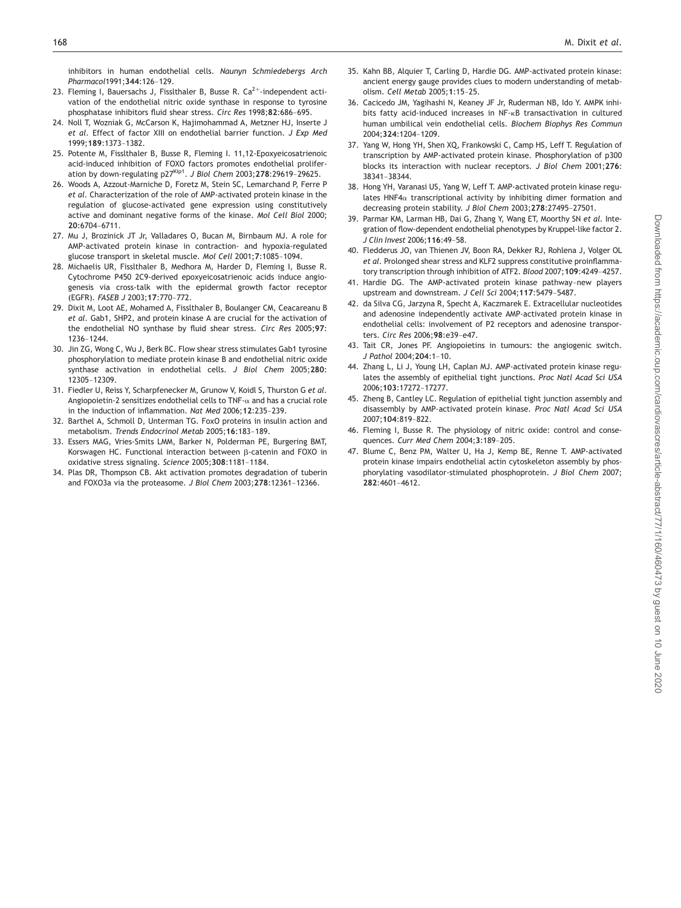inhibitors in human endothelial cells. *Naunyn Schmiedebergs Arch Pharmacol*1991;**344**:126–129.

23. Fleming I, Bauersachs J, Fisslthaler B, Busse R. $Ca^{2+}$-independent activation of the endothelial nitric oxide synthase in response to tyrosine phosphatase inhibitors fluid shear stress. *Circ Res* 1998;**82**:686–695.
24. Noll T, Wozniak G, McCarson K, Hajimohammad A, Metzner HJ, Inserte J *et al*. Effect of factor XIII on endothelial barrier function. *J Exp Med* 1999;**189**:1373–1382.
25. Potente M, Fisslthaler B, Busse R, Fleming I. 11,12-Epoxyeicosatrienoic acid-induced inhibition of FOXO factors promotes endothelial proliferation by down-regulating $p27^{Kip1}$. *J Biol Chem* 2003;**278**:29619–29625.
26. Woods A, Azzout-Marniche D, Foretz M, Stein SC, Lemarchand P, Ferre P *et al*. Characterization of the role of AMP-activated protein kinase in the regulation of glucose-activated gene expression using constitutively active and dominant negative forms of the kinase. *Mol Cell Biol* 2000; **20**:6704–6711.
27. Mu J, Brozinick JT Jr, Valladares O, Bucan M, Birnbaum MJ. A role for AMP-activated protein kinase in contraction- and hypoxia-regulated glucose transport in skeletal muscle. *Mol Cell* 2001;**7**:1085–1094.
28. Michaelis UR, Fisslthaler B, Medhora M, Harder D, Fleming I, Busse R. Cytochrome P450 2C9-derived epoxyeicosatrienoic acids induce angiogenesis via cross-talk with the epidermal growth factor receptor (EGFR). *FASEB J* 2003;**17**:770–772.
29. Dixit M, Loot AE, Mohamed A, Fisslthaler B, Boulanger CM, Ceacareanu B *et al*. Gab1, SHP2, and protein kinase A are crucial for the activation of the endothelial NO synthase by fluid shear stress. *Circ Res* 2005;**97**: 1236–1244.
30. Jin ZG, Wong C, Wu J, Berk BC. Flow shear stress stimulates Gab1 tyrosine phosphorylation to mediate protein kinase B and endothelial nitric oxide synthase activation in endothelial cells. *J Biol Chem* 2005;**280**: 12305–12309.
31. Fiedler U, Reiss Y, Scharpfenecker M, Grunow V, Koidl S, Thurston G *et al*. Angiopoietin-2 sensitizes endothelial cells to TNF-$\alpha$ and has a crucial role in the induction of inflammation. *Nat Med* 2006;**12**:235–239.
32. Barthel A, Schmoll D, Unterman TG. FoxO proteins in insulin action and metabolism. *Trends Endocrinol Metab* 2005;**16**:183–189.
33. Essers MAG, Vries-Smits LMM, Barker N, Polderman PE, Burgering BMT, Korswagen HC. Functional interaction between $\beta$-catenin and FOXO in oxidative stress signaling. *Science* 2005;**308**:1181–1184.
34. Plas DR, Thompson CB. Akt activation promotes degradation of tuberin and FOXO3a via the proteasome. *J Biol Chem* 2003;**278**:12361–12366.
35. Kahn BB, Alquier T, Carling D, Hardie DG. AMP-activated protein kinase: ancient energy gauge provides clues to modern understanding of metabolism. *Cell Metab* 2005;**1**:15–25.
36. Cacicedo JM, Yagihashi N, Keaney JF Jr, Ruderman NB, Ido Y. AMPK inhibits fatty acid-induced increases in NF-$\kappa$B transactivation in cultured human umbilical vein endothelial cells. *Biochem Biophys Res Commun* 2004;**324**:1204–1209.
37. Yang W, Hong YH, Shen XQ, Frankowski C, Camp HS, Leff T. Regulation of transcription by AMP-activated protein kinase. Phosphorylation of p300 blocks its interaction with nuclear receptors. *J Biol Chem* 2001;**276**: 38341–38344.
38. Hong YH, Varanasi US, Yang W, Leff T. AMP-activated protein kinase regulates HNF4$\alpha$ transcriptional activity by inhibiting dimer formation and decreasing protein stability. *J Biol Chem* 2003;**278**:27495–27501.
39. Parmar KM, Larman HB, Dai G, Zhang Y, Wang ET, Moorthy SN *et al*. Integration of flow-dependent endothelial phenotypes by Kruppel-like factor 2. *J Clin Invest* 2006;**116**:49–58.
40. Fledderus JO, van Thienen JV, Boon RA, Dekker RJ, Rohlena J, Volger OL *et al*. Prolonged shear stress and KLF2 suppress constitutive proinflammatory transcription through inhibition of ATF2. *Blood* 2007;**109**:4249–4257.
41. Hardie DG. The AMP-activated protein kinase pathway–new players upstream and downstream. *J Cell Sci* 2004;**117**:5479–5487.
42. da Silva CG, Jarzyna R, Specht A, Kaczmarek E. Extracellular nucleotides and adenosine independently activate AMP-activated protein kinase in endothelial cells: involvement of P2 receptors and adenosine transporters. *Circ Res* 2006;**98**:e39–e47.
43. Tait CR, Jones PF. Angiopoietins in tumours: the angiogenic switch. *J Pathol* 2004;**204**:1–10.
44. Zhang L, Li J, Young LH, Caplan MJ. AMP-activated protein kinase regulates the assembly of epithelial tight junctions. *Proc Natl Acad Sci USA* 2006;**103**:17272–17277.
45. Zheng B, Cantley LC. Regulation of epithelial tight junction assembly and disassembly by AMP-activated protein kinase. *Proc Natl Acad Sci USA* 2007;**104**:819–822.
46. Fleming I, Busse R. The physiology of nitric oxide: control and consequences. *Curr Med Chem* 2004;**3**:189–205.
47. Blume C, Benz PM, Walter U, Ha J, Kemp BE, Renne T. AMP-activated protein kinase impairs endothelial actin cytoskeleton assembly by phosphorylating vasodilator-stimulated phosphoprotein. *J Biol Chem* 2007; **282**:4601–4612.